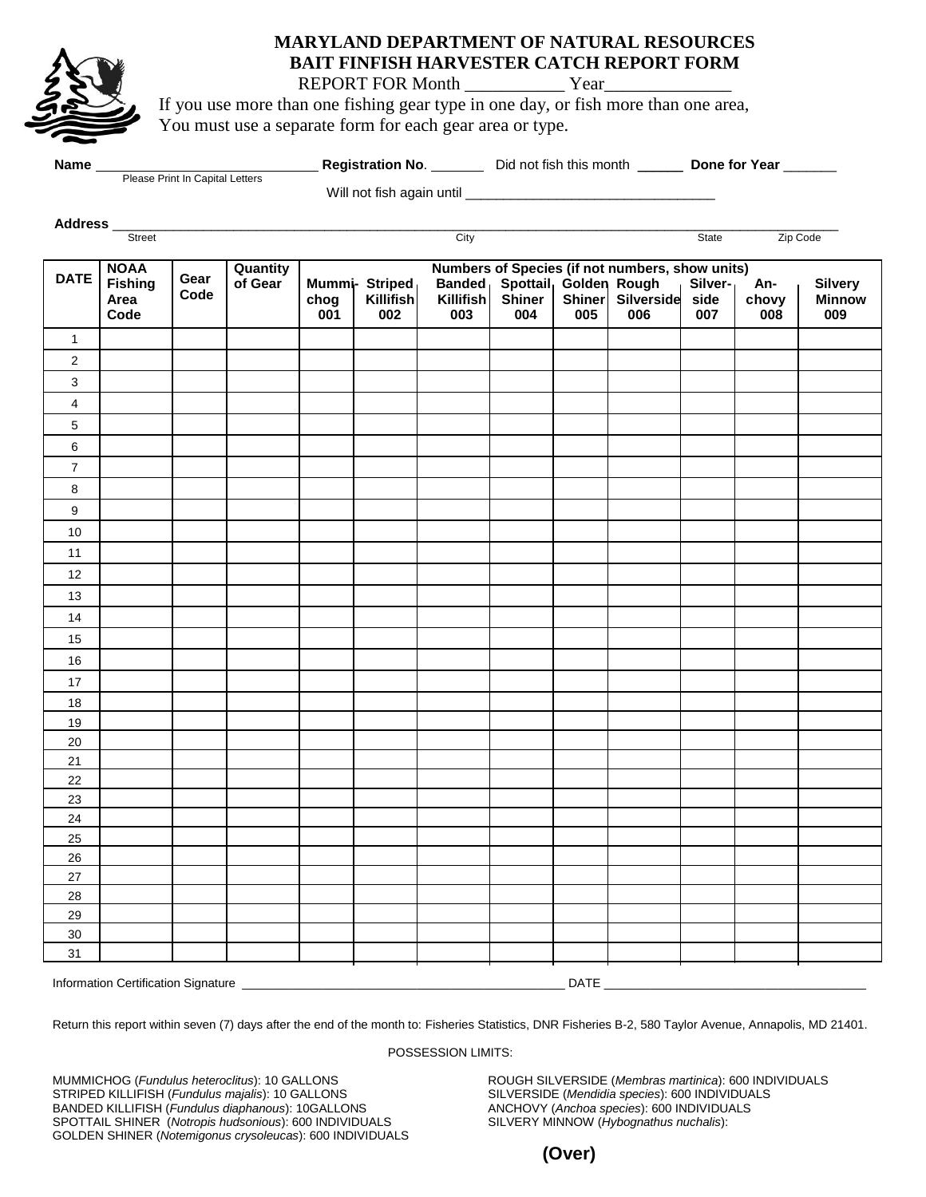# MARYLAND DEPARTMENT OF NATURAL RESOURCES
## BAIT FINFISH HARVESTER CATCH REPORT FORM

REPORT FOR Month ___________ Year______________

If you use more than one fishing gear type in one day, or fish more than one area, You must use a separate form for each gear area or type.

**Name** ______________________________ **Registration No**. _______ Did not fish this month ______ **Done for Year** _______
Please Print In Capital Letters

Will not fish again until _________________________________

**Address** ____________________________________________________________________________________________
Street City State Zip Code

| DATE | NOAA Fishing Area Code | Gear Code | Quantity of Gear | Numbers of Species (if not numbers, show units) | | | | | | | | |
|---|---|---|---|---|---|---|---|---|---|---|---|---|
| | | | | Mummichog 001 | Striped Killifish 002 | Banded Killifish 003 | Spottail Shiner 004 | Golden Shiner 005 | Rough Silverside 006 | Silverside 007 | Anchovy 008 | Silvery Minnow 009 |
| 1 | | | | | | | | | | | | |
| 2 | | | | | | | | | | | | |
| 3 | | | | | | | | | | | | |
| 4 | | | | | | | | | | | | |
| 5 | | | | | | | | | | | | |
| 6 | | | | | | | | | | | | |
| 7 | | | | | | | | | | | | |
| 8 | | | | | | | | | | | | |
| 9 | | | | | | | | | | | | |
| 10 | | | | | | | | | | | | |
| 11 | | | | | | | | | | | | |
| 12 | | | | | | | | | | | | |
| 13 | | | | | | | | | | | | |
| 14 | | | | | | | | | | | | |
| 15 | | | | | | | | | | | | |
| 16 | | | | | | | | | | | | |
| 17 | | | | | | | | | | | | |
| 18 | | | | | | | | | | | | |
| 19 | | | | | | | | | | | | |
| 20 | | | | | | | | | | | | |
| 21 | | | | | | | | | | | | |
| 22 | | | | | | | | | | | | |
| 23 | | | | | | | | | | | | |
| 24 | | | | | | | | | | | | |
| 25 | | | | | | | | | | | | |
| 26 | | | | | | | | | | | | |
| 27 | | | | | | | | | | | | |
| 28 | | | | | | | | | | | | |
| 29 | | | | | | | | | | | | |
| 30 | | | | | | | | | | | | |
| 31 | | | | | | | | | | | | |

Information Certification Signature ______________________________________________ DATE ______________________________________

Return this report within seven (7) days after the end of the month to: Fisheries Statistics, DNR Fisheries B-2, 580 Taylor Avenue, Annapolis, MD 21401.

POSSESSION LIMITS:

MUMMICHOG (*Fundulus heteroclitus*): 10 GALLONS
STRIPED KILLIFISH (*Fundulus majalis*): 10 GALLONS
BANDED KILLIFISH (*Fundulus diaphanous*): 10GALLONS
SPOTTAIL SHINER (*Notropis hudsonious*): 600 INDIVIDUALS
GOLDEN SHINER (*Notemigonus crysoleucas*): 600 INDIVIDUALS
ROUGH SILVERSIDE (*Membras martinica*): 600 INDIVIDUALS
SILVERSIDE (*Mendidia species*): 600 INDIVIDUALS
ANCHOVY (*Anchoa species*): 600 INDIVIDUALS
SILVERY MINNOW (*Hybognathus nuchalis*):

**(Over)**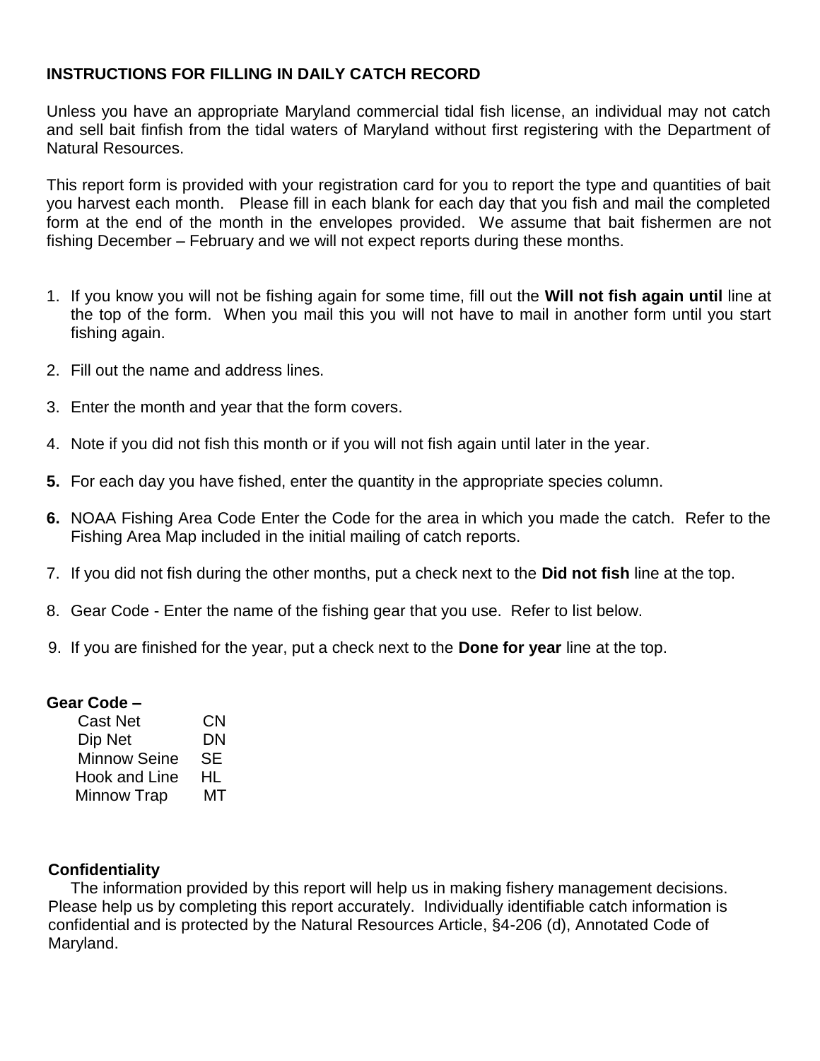## INSTRUCTIONS FOR FILLING IN DAILY CATCH RECORD

Unless you have an appropriate Maryland commercial tidal fish license, an individual may not catch and sell bait finfish from the tidal waters of Maryland without first registering with the Department of Natural Resources.

This report form is provided with your registration card for you to report the type and quantities of bait you harvest each month. Please fill in each blank for each day that you fish and mail the completed form at the end of the month in the envelopes provided. We assume that bait fishermen are not fishing December – February and we will not expect reports during these months.

1. If you know you will not be fishing again for some time, fill out the **Will not fish again until** line at the top of the form. When you mail this you will not have to mail in another form until you start fishing again.
2. Fill out the name and address lines.
3. Enter the month and year that the form covers.
4. Note if you did not fish this month or if you will not fish again until later in the year.
5. For each day you have fished, enter the quantity in the appropriate species column.
6. NOAA Fishing Area Code Enter the Code for the area in which you made the catch. Refer to the Fishing Area Map included in the initial mailing of catch reports.
7. If you did not fish during the other months, put a check next to the **Did not fish** line at the top.
8. Gear Code - Enter the name of the fishing gear that you use. Refer to list below.
9. If you are finished for the year, put a check next to the **Done for year** line at the top.

**Gear Code –**

| | |
|---|---|
| Cast Net | CN |
| Dip Net | DN |
| Minnow Seine | SE |
| Hook and Line | HL |
| Minnow Trap | MT |

**Confidentiality**

The information provided by this report will help us in making fishery management decisions. Please help us by completing this report accurately. Individually identifiable catch information is confidential and is protected by the Natural Resources Article, §4-206 (d), Annotated Code of Maryland.